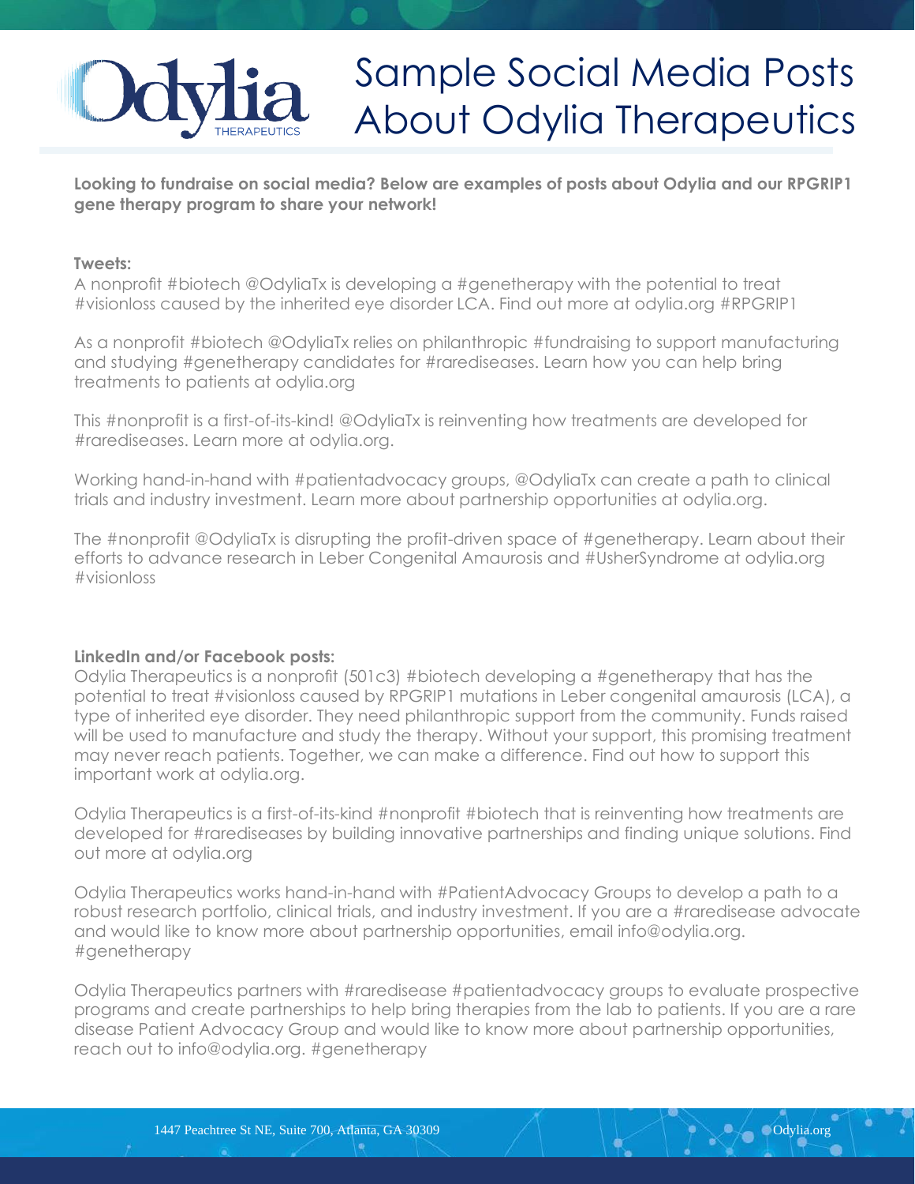# Sample Social Media Posts About Odylia Therapeutics

**Looking to fundraise on social media? Below are examples of posts about Odylia and our RPGRIP1 gene therapy program to share your network!**

**Tweets:**

A nonprofit #biotech @OdyliaTx is developing a #genetherapy with the potential to treat #visionloss caused by the inherited eye disorder LCA. Find out more at odylia.org #RPGRIP1

As a nonprofit #biotech @OdyliaTx relies on philanthropic #fundraising to support manufacturing and studying #genetherapy candidates for #rarediseases. Learn how you can help bring treatments to patients at odylia.org

This #nonprofit is a first-of-its-kind! @OdyliaTx is reinventing how treatments are developed for #rarediseases. Learn more at odylia.org.

Working hand-in-hand with #patientadvocacy groups, @OdyliaTx can create a path to clinical trials and industry investment. Learn more about partnership opportunities at odylia.org.

The #nonprofit @OdyliaTx is disrupting the profit-driven space of #genetherapy. Learn about their efforts to advance research in Leber Congenital Amaurosis and #UsherSyndrome at odylia.org #visionloss

**LinkedIn and/or Facebook posts:**

Odylia Therapeutics is a nonprofit (501c3) #biotech developing a #genetherapy that has the potential to treat #visionloss caused by RPGRIP1 mutations in Leber congenital amaurosis (LCA), a type of inherited eye disorder. They need philanthropic support from the community. Funds raised will be used to manufacture and study the therapy. Without your support, this promising treatment may never reach patients. Together, we can make a difference. Find out how to support this important work at odylia.org.

Odylia Therapeutics is a first-of-its-kind #nonprofit #biotech that is reinventing how treatments are developed for #rarediseases by building innovative partnerships and finding unique solutions. Find out more at odylia.org

Odylia Therapeutics works hand-in-hand with #PatientAdvocacy Groups to develop a path to a robust research portfolio, clinical trials, and industry investment. If you are a #raredisease advocate and would like to know more about partnership opportunities, email info@odylia.org. #genetherapy

Odylia Therapeutics partners with #raredisease #patientadvocacy groups to evaluate prospective programs and create partnerships to help bring therapies from the lab to patients. If you are a rare disease Patient Advocacy Group and would like to know more about partnership opportunities, reach out to info@odylia.org. #genetherapy

1447 Peachtree St NE, Suite 700, Atlanta, GA 30309 | Odylia.org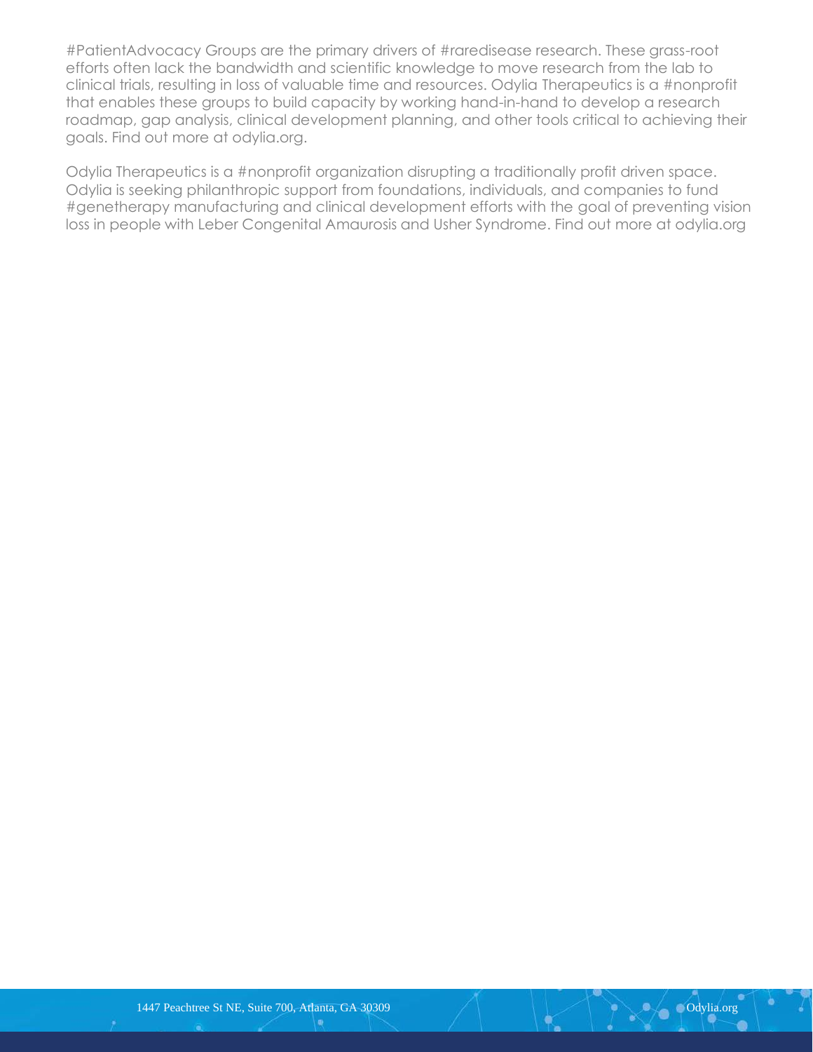#PatientAdvocacy Groups are the primary drivers of #raredisease research. These grass-root efforts often lack the bandwidth and scientific knowledge to move research from the lab to clinical trials, resulting in loss of valuable time and resources. Odylia Therapeutics is a #nonprofit that enables these groups to build capacity by working hand-in-hand to develop a research roadmap, gap analysis, clinical development planning, and other tools critical to achieving their goals. Find out more at odylia.org.

Odylia Therapeutics is a #nonprofit organization disrupting a traditionally profit driven space. Odylia is seeking philanthropic support from foundations, individuals, and companies to fund #genetherapy manufacturing and clinical development efforts with the goal of preventing vision loss in people with Leber Congenital Amaurosis and Usher Syndrome. Find out more at odylia.org